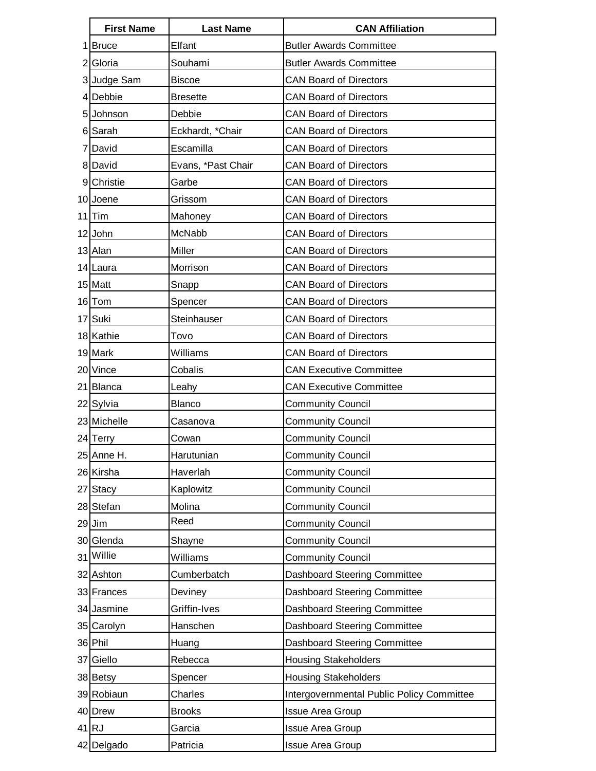| | First Name | Last Name | CAN Affiliation |
|---|---|---|---|
| 1 | Bruce | Elfant | Butler Awards Committee |
| 2 | Gloria | Souhami | Butler Awards Committee |
| 3 | Judge Sam | Biscoe | CAN Board of Directors |
| 4 | Debbie | Bresette | CAN Board of Directors |
| 5 | Johnson | Debbie | CAN Board of Directors |
| 6 | Sarah | Eckhardt, *Chair | CAN Board of Directors |
| 7 | David | Escamilla | CAN Board of Directors |
| 8 | David | Evans, *Past Chair | CAN Board of Directors |
| 9 | Christie | Garbe | CAN Board of Directors |
| 10 | Joene | Grissom | CAN Board of Directors |
| 11 | Tim | Mahoney | CAN Board of Directors |
| 12 | John | McNabb | CAN Board of Directors |
| 13 | Alan | Miller | CAN Board of Directors |
| 14 | Laura | Morrison | CAN Board of Directors |
| 15 | Matt | Snapp | CAN Board of Directors |
| 16 | Tom | Spencer | CAN Board of Directors |
| 17 | Suki | Steinhauser | CAN Board of Directors |
| 18 | Kathie | Tovo | CAN Board of Directors |
| 19 | Mark | Williams | CAN Board of Directors |
| 20 | Vince | Cobalis | CAN Executive Committee |
| 21 | Blanca | Leahy | CAN Executive Committee |
| 22 | Sylvia | Blanco | Community Council |
| 23 | Michelle | Casanova | Community Council |
| 24 | Terry | Cowan | Community Council |
| 25 | Anne H. | Harutunian | Community Council |
| 26 | Kirsha | Haverlah | Community Council |
| 27 | Stacy | Kaplowitz | Community Council |
| 28 | Stefan | Molina | Community Council |
| 29 | Jim | Reed | Community Council |
| 30 | Glenda | Shayne | Community Council |
| 31 | Willie | Williams | Community Council |
| 32 | Ashton | Cumberbatch | Dashboard Steering Committee |
| 33 | Frances | Deviney | Dashboard Steering Committee |
| 34 | Jasmine | Griffin-Ives | Dashboard Steering Committee |
| 35 | Carolyn | Hanschen | Dashboard Steering Committee |
| 36 | Phil | Huang | Dashboard Steering Committee |
| 37 | Giello | Rebecca | Housing Stakeholders |
| 38 | Betsy | Spencer | Housing Stakeholders |
| 39 | Robiaun | Charles | Intergovernmental Public Policy Committee |
| 40 | Drew | Brooks | Issue Area Group |
| 41 | RJ | Garcia | Issue Area Group |
| 42 | Delgado | Patricia | Issue Area Group |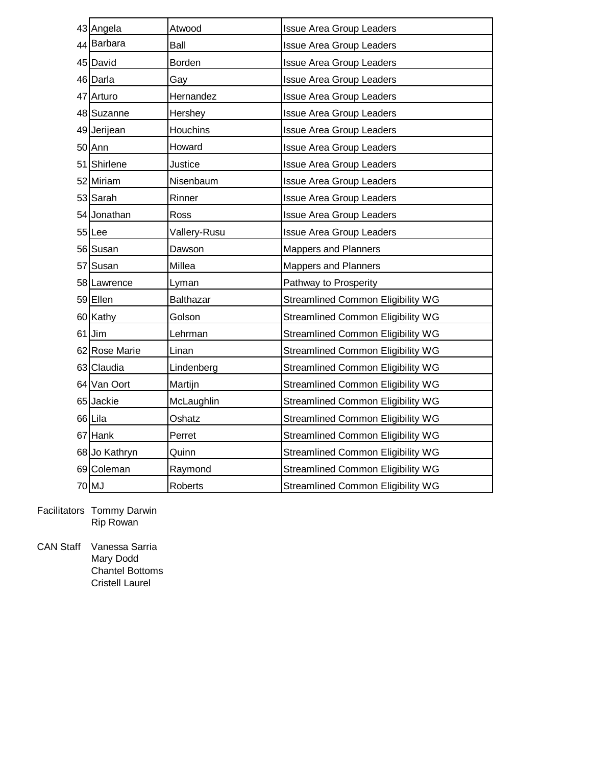| | | | |
|---|---|---|---|
| 43 | Angela | Atwood | Issue Area Group Leaders |
| 44 | Barbara | Ball | Issue Area Group Leaders |
| 45 | David | Borden | Issue Area Group Leaders |
| 46 | Darla | Gay | Issue Area Group Leaders |
| 47 | Arturo | Hernandez | Issue Area Group Leaders |
| 48 | Suzanne | Hershey | Issue Area Group Leaders |
| 49 | Jerijean | Houchins | Issue Area Group Leaders |
| 50 | Ann | Howard | Issue Area Group Leaders |
| 51 | Shirlene | Justice | Issue Area Group Leaders |
| 52 | Miriam | Nisenbaum | Issue Area Group Leaders |
| 53 | Sarah | Rinner | Issue Area Group Leaders |
| 54 | Jonathan | Ross | Issue Area Group Leaders |
| 55 | Lee | Vallery-Rusu | Issue Area Group Leaders |
| 56 | Susan | Dawson | Mappers and Planners |
| 57 | Susan | Millea | Mappers and Planners |
| 58 | Lawrence | Lyman | Pathway to Prosperity |
| 59 | Ellen | Balthazar | Streamlined Common Eligibility WG |
| 60 | Kathy | Golson | Streamlined Common Eligibility WG |
| 61 | Jim | Lehrman | Streamlined Common Eligibility WG |
| 62 | Rose Marie | Linan | Streamlined Common Eligibility WG |
| 63 | Claudia | Lindenberg | Streamlined Common Eligibility WG |
| 64 | Van Oort | Martijn | Streamlined Common Eligibility WG |
| 65 | Jackie | McLaughlin | Streamlined Common Eligibility WG |
| 66 | Lila | Oshatz | Streamlined Common Eligibility WG |
| 67 | Hank | Perret | Streamlined Common Eligibility WG |
| 68 | Jo Kathryn | Quinn | Streamlined Common Eligibility WG |
| 69 | Coleman | Raymond | Streamlined Common Eligibility WG |
| 70 | MJ | Roberts | Streamlined Common Eligibility WG |

Facilitators: Tommy Darwin
Rip Rowan

CAN Staff: Vanessa Sarria
Mary Dodd
Chantel Bottoms
Cristell Laurel